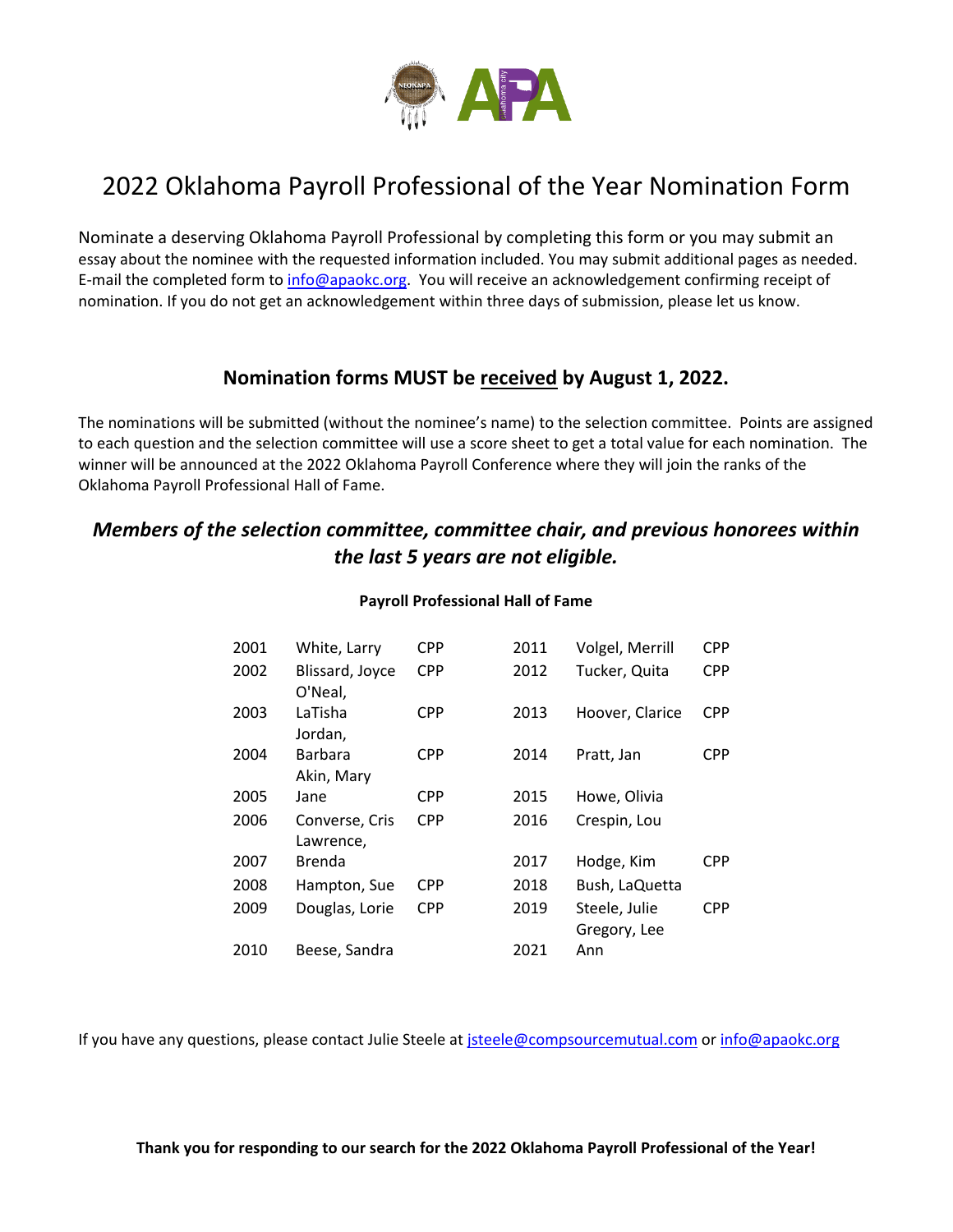# 2022 Oklahoma Payroll Professional of the Year Nomination Form

Nominate a deserving Oklahoma Payroll Professional by completing this form or you may submit an essay about the nominee with the requested information included. You may submit additional pages as needed. E-mail the completed form to info@apaokc.org. You will receive an acknowledgement confirming receipt of nomination. If you do not get an acknowledgement within three days of submission, please let us know.

## Nomination forms MUST be received by August 1, 2022.

The nominations will be submitted (without the nominee's name) to the selection committee. Points are assigned to each question and the selection committee will use a score sheet to get a total value for each nomination. The winner will be announced at the 2022 Oklahoma Payroll Conference where they will join the ranks of the Oklahoma Payroll Professional Hall of Fame.

***Members of the selection committee, committee chair, and previous honorees within the last 5 years are not eligible.***

**Payroll Professional Hall of Fame**

| | | | | | |
|---|---|---|---|---|---|
| 2001 | White, Larry | CPP | 2011 | Volgel, Merrill | CPP |
| 2002 | Blissard, Joyce | CPP | 2012 | Tucker, Quita | CPP |
| 2003 | O'Neal, LaTisha | CPP | 2013 | Hoover, Clarice | CPP |
| 2004 | Jordan, Barbara | CPP | 2014 | Pratt, Jan | CPP |
| 2005 | Akin, Mary Jane | CPP | 2015 | Howe, Olivia | |
| 2006 | Converse, Cris | CPP | 2016 | Crespin, Lou | |
| 2007 | Lawrence, Brenda | | 2017 | Hodge, Kim | CPP |
| 2008 | Hampton, Sue | CPP | 2018 | Bush, LaQuetta | |
| 2009 | Douglas, Lorie | CPP | 2019 | Steele, Julie | CPP |
| 2010 | Beese, Sandra | | 2021 | Gregory, Lee Ann | |

If you have any questions, please contact Julie Steele at jsteele@compsourcemutual.com or info@apaokc.org

**Thank you for responding to our search for the 2022 Oklahoma Payroll Professional of the Year!**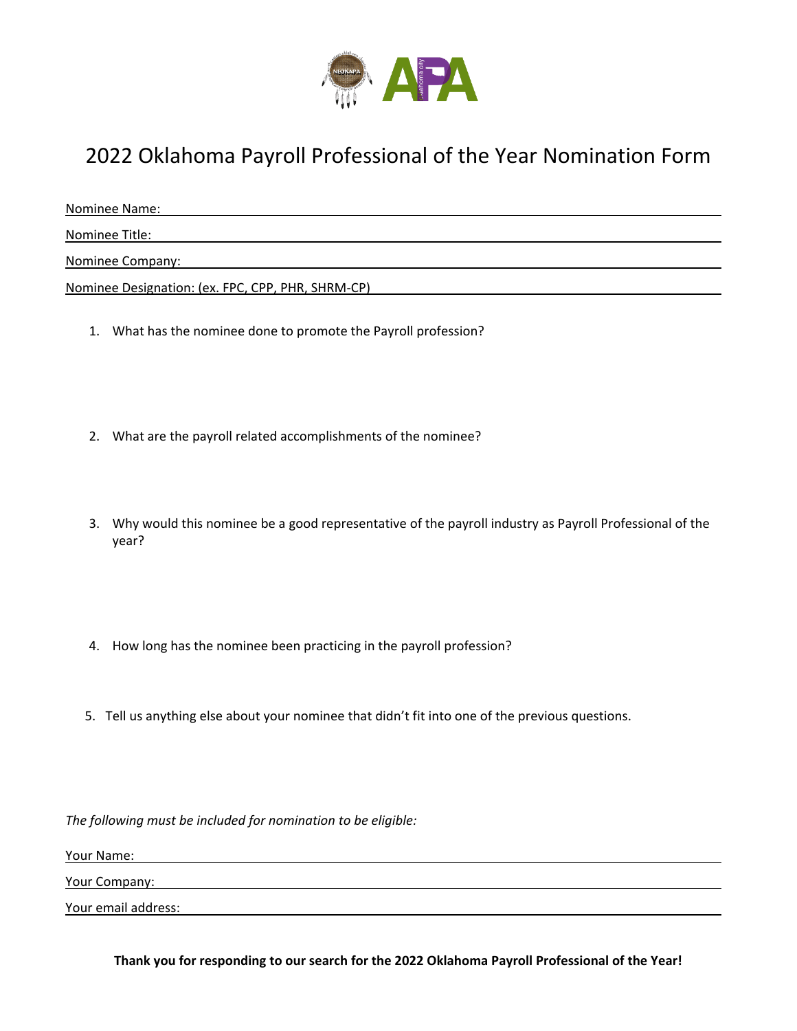# 2022 Oklahoma Payroll Professional of the Year Nomination Form

Nominee Name:

Nominee Title:

Nominee Company:

Nominee Designation: (ex. FPC, CPP, PHR, SHRM-CP)

1. What has the nominee done to promote the Payroll profession?

2. What are the payroll related accomplishments of the nominee?

3. Why would this nominee be a good representative of the payroll industry as Payroll Professional of the year?

4. How long has the nominee been practicing in the payroll profession?

5. Tell us anything else about your nominee that didn't fit into one of the previous questions.

*The following must be included for nomination to be eligible:*

Your Name:

Your Company:

Your email address:

**Thank you for responding to our search for the 2022 Oklahoma Payroll Professional of the Year!**